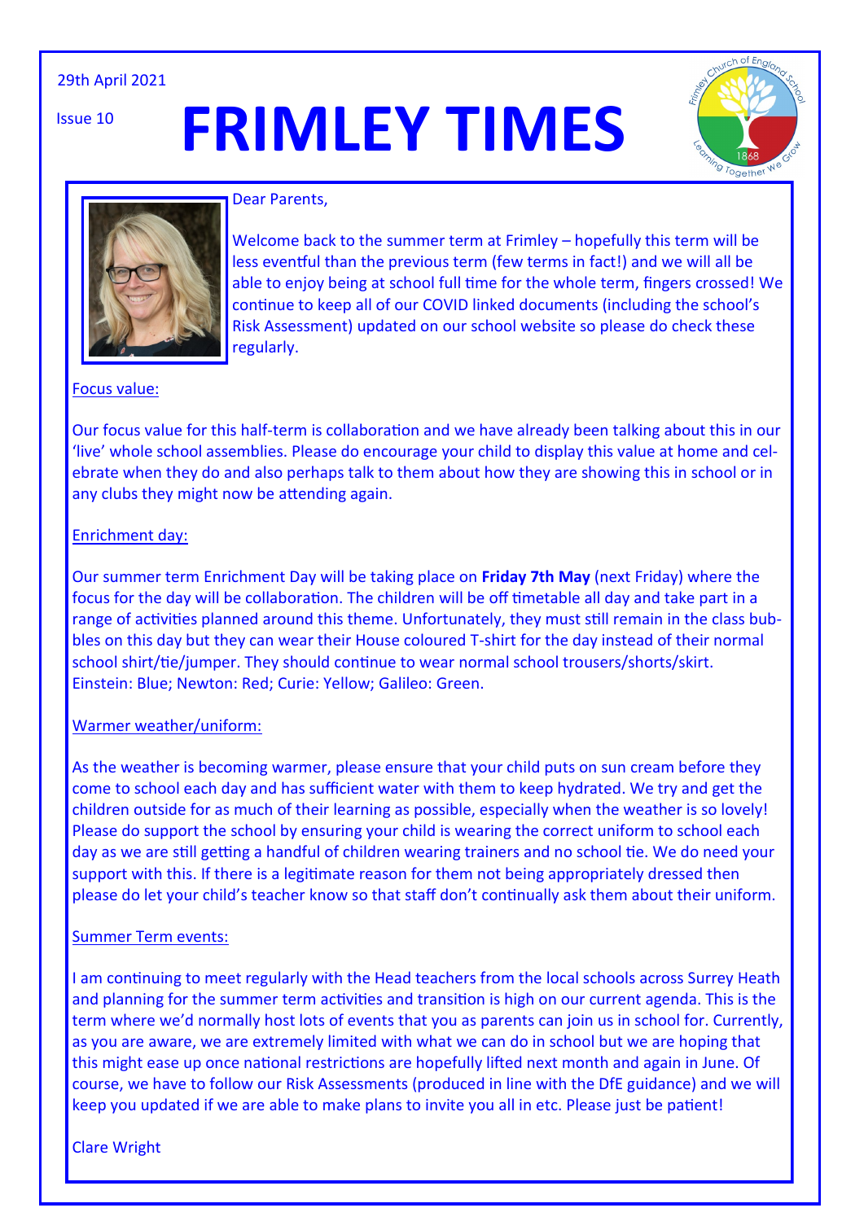29th April 2021

Issue 10

# FRIMLEY TIMES

Dear Parents,

Welcome back to the summer term at Frimley – hopefully this term will be less eventful than the previous term (few terms in fact!) and we will all be able to enjoy being at school full time for the whole term, fingers crossed! We continue to keep all of our COVID linked documents (including the school's Risk Assessment) updated on our school website so please do check these regularly.

## Focus value:

Our focus value for this half-term is collaboration and we have already been talking about this in our 'live' whole school assemblies. Please do encourage your child to display this value at home and celebrate when they do and also perhaps talk to them about how they are showing this in school or in any clubs they might now be attending again.

## Enrichment day:

Our summer term Enrichment Day will be taking place on **Friday 7th May** (next Friday) where the focus for the day will be collaboration. The children will be off timetable all day and take part in a range of activities planned around this theme. Unfortunately, they must still remain in the class bubbles on this day but they can wear their House coloured T-shirt for the day instead of their normal school shirt/tie/jumper. They should continue to wear normal school trousers/shorts/skirt. Einstein: Blue; Newton: Red; Curie: Yellow; Galileo: Green.

## Warmer weather/uniform:

As the weather is becoming warmer, please ensure that your child puts on sun cream before they come to school each day and has sufficient water with them to keep hydrated. We try and get the children outside for as much of their learning as possible, especially when the weather is so lovely! Please do support the school by ensuring your child is wearing the correct uniform to school each day as we are still getting a handful of children wearing trainers and no school tie. We do need your support with this. If there is a legitimate reason for them not being appropriately dressed then please do let your child's teacher know so that staff don't continually ask them about their uniform.

## Summer Term events:

I am continuing to meet regularly with the Head teachers from the local schools across Surrey Heath and planning for the summer term activities and transition is high on our current agenda. This is the term where we'd normally host lots of events that you as parents can join us in school for. Currently, as you are aware, we are extremely limited with what we can do in school but we are hoping that this might ease up once national restrictions are hopefully lifted next month and again in June. Of course, we have to follow our Risk Assessments (produced in line with the DfE guidance) and we will keep you updated if we are able to make plans to invite you all in etc. Please just be patient!

Clare Wright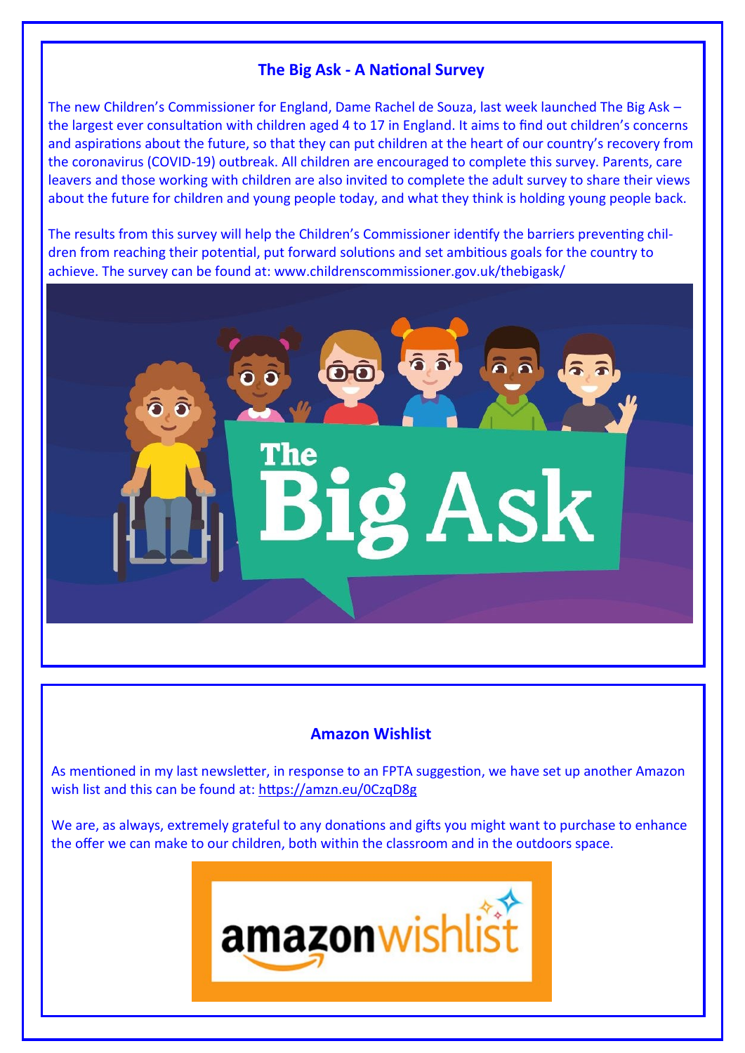## The Big Ask - A National Survey

The new Children's Commissioner for England, Dame Rachel de Souza, last week launched The Big Ask – the largest ever consultation with children aged 4 to 17 in England. It aims to find out children's concerns and aspirations about the future, so that they can put children at the heart of our country's recovery from the coronavirus (COVID-19) outbreak. All children are encouraged to complete this survey. Parents, care leavers and those working with children are also invited to complete the adult survey to share their views about the future for children and young people today, and what they think is holding young people back.

The results from this survey will help the Children's Commissioner identify the barriers preventing children from reaching their potential, put forward solutions and set ambitious goals for the country to achieve. The survey can be found at: www.childrenscommissioner.gov.uk/thebigask/

## Amazon Wishlist

As mentioned in my last newsletter, in response to an FPTA suggestion, we have set up another Amazon wish list and this can be found at: https://amzn.eu/0CzqD8g

We are, as always, extremely grateful to any donations and gifts you might want to purchase to enhance the offer we can make to our children, both within the classroom and in the outdoors space.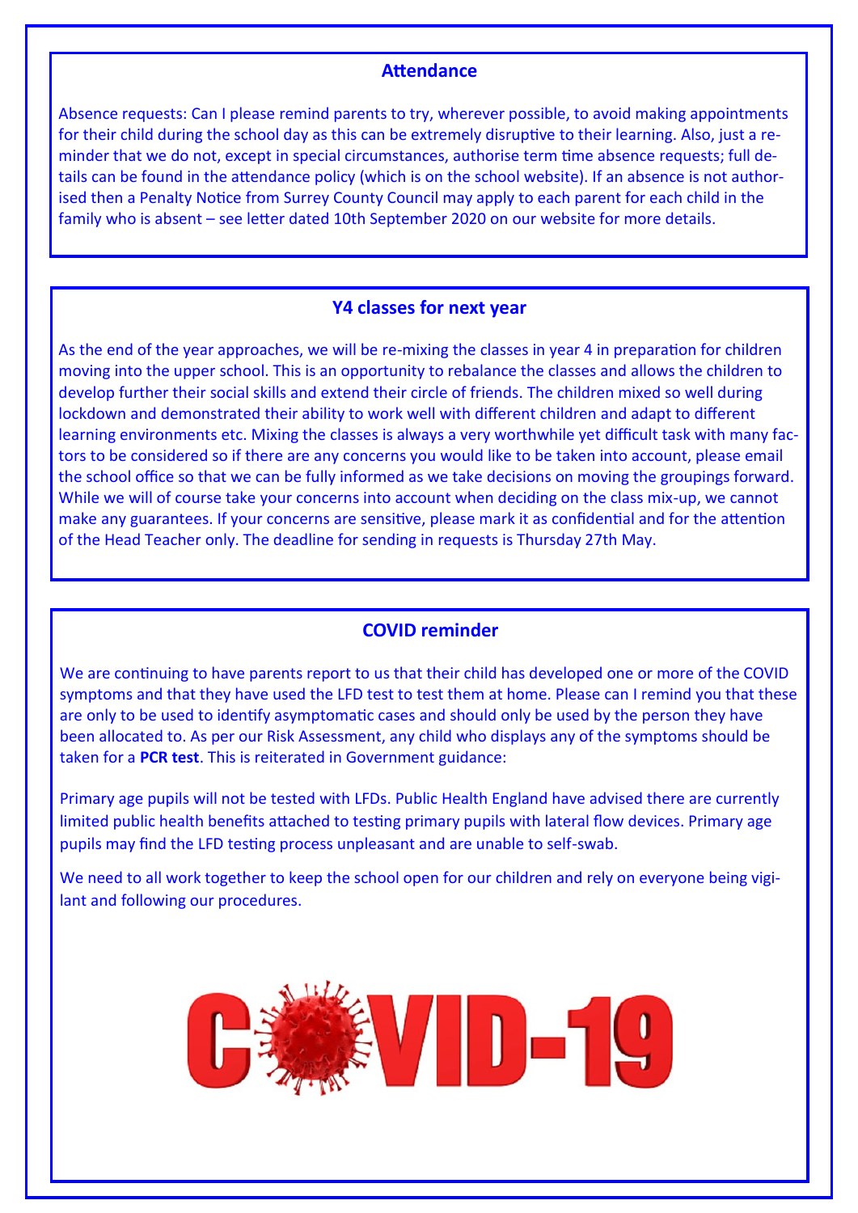## Attendance

Absence requests: Can I please remind parents to try, wherever possible, to avoid making appointments for their child during the school day as this can be extremely disruptive to their learning. Also, just a reminder that we do not, except in special circumstances, authorise term time absence requests; full details can be found in the attendance policy (which is on the school website). If an absence is not authorised then a Penalty Notice from Surrey County Council may apply to each parent for each child in the family who is absent – see letter dated 10th September 2020 on our website for more details.

## Y4 classes for next year

As the end of the year approaches, we will be re-mixing the classes in year 4 in preparation for children moving into the upper school. This is an opportunity to rebalance the classes and allows the children to develop further their social skills and extend their circle of friends. The children mixed so well during lockdown and demonstrated their ability to work well with different children and adapt to different learning environments etc. Mixing the classes is always a very worthwhile yet difficult task with many factors to be considered so if there are any concerns you would like to be taken into account, please email the school office so that we can be fully informed as we take decisions on moving the groupings forward. While we will of course take your concerns into account when deciding on the class mix-up, we cannot make any guarantees. If your concerns are sensitive, please mark it as confidential and for the attention of the Head Teacher only. The deadline for sending in requests is Thursday 27th May.

## COVID reminder

We are continuing to have parents report to us that their child has developed one or more of the COVID symptoms and that they have used the LFD test to test them at home. Please can I remind you that these are only to be used to identify asymptomatic cases and should only be used by the person they have been allocated to. As per our Risk Assessment, any child who displays any of the symptoms should be taken for a **PCR test**. This is reiterated in Government guidance:

Primary age pupils will not be tested with LFDs. Public Health England have advised there are currently limited public health benefits attached to testing primary pupils with lateral flow devices. Primary age pupils may find the LFD testing process unpleasant and are unable to self-swab.

We need to all work together to keep the school open for our children and rely on everyone being vigilant and following our procedures.

COVID-19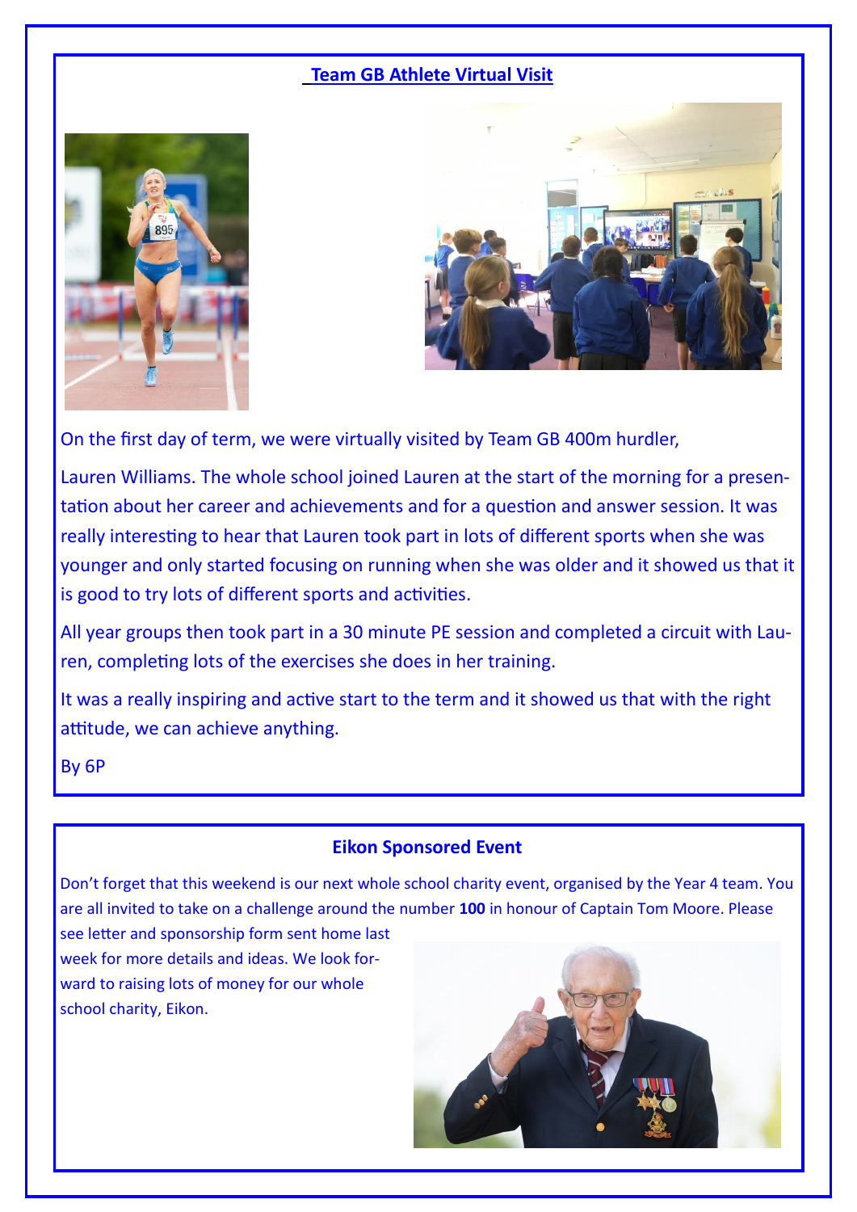## Team GB Athlete Virtual Visit

On the first day of term, we were virtually visited by Team GB 400m hurdler,

Lauren Williams. The whole school joined Lauren at the start of the morning for a presentation about her career and achievements and for a question and answer session. It was really interesting to hear that Lauren took part in lots of different sports when she was younger and only started focusing on running when she was older and it showed us that it is good to try lots of different sports and activities.

All year groups then took part in a 30 minute PE session and completed a circuit with Lauren, completing lots of the exercises she does in her training.

It was a really inspiring and active start to the term and it showed us that with the right attitude, we can achieve anything.

By 6P

## Eikon Sponsored Event

Don't forget that this weekend is our next whole school charity event, organised by the Year 4 team. You are all invited to take on a challenge around the number **100** in honour of Captain Tom Moore. Please see letter and sponsorship form sent home last week for more details and ideas. We look forward to raising lots of money for our whole school charity, Eikon.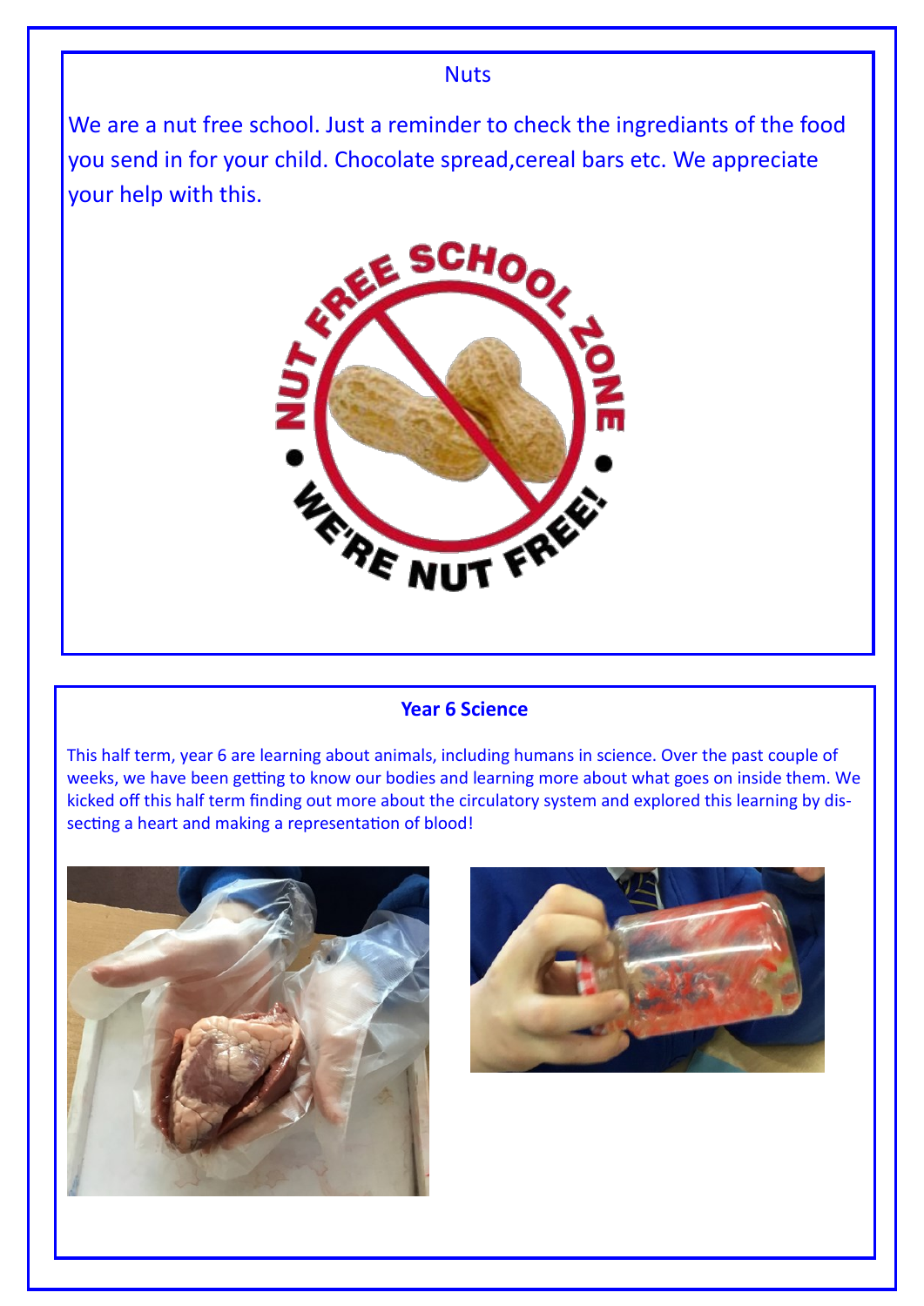## Nuts

We are a nut free school. Just a reminder to check the ingrediants of the food you send in for your child. Chocolate spread,cereal bars etc. We appreciate your help with this.

## Year 6 Science

This half term, year 6 are learning about animals, including humans in science. Over the past couple of weeks, we have been getting to know our bodies and learning more about what goes on inside them. We kicked off this half term finding out more about the circulatory system and explored this learning by dissecting a heart and making a representation of blood!